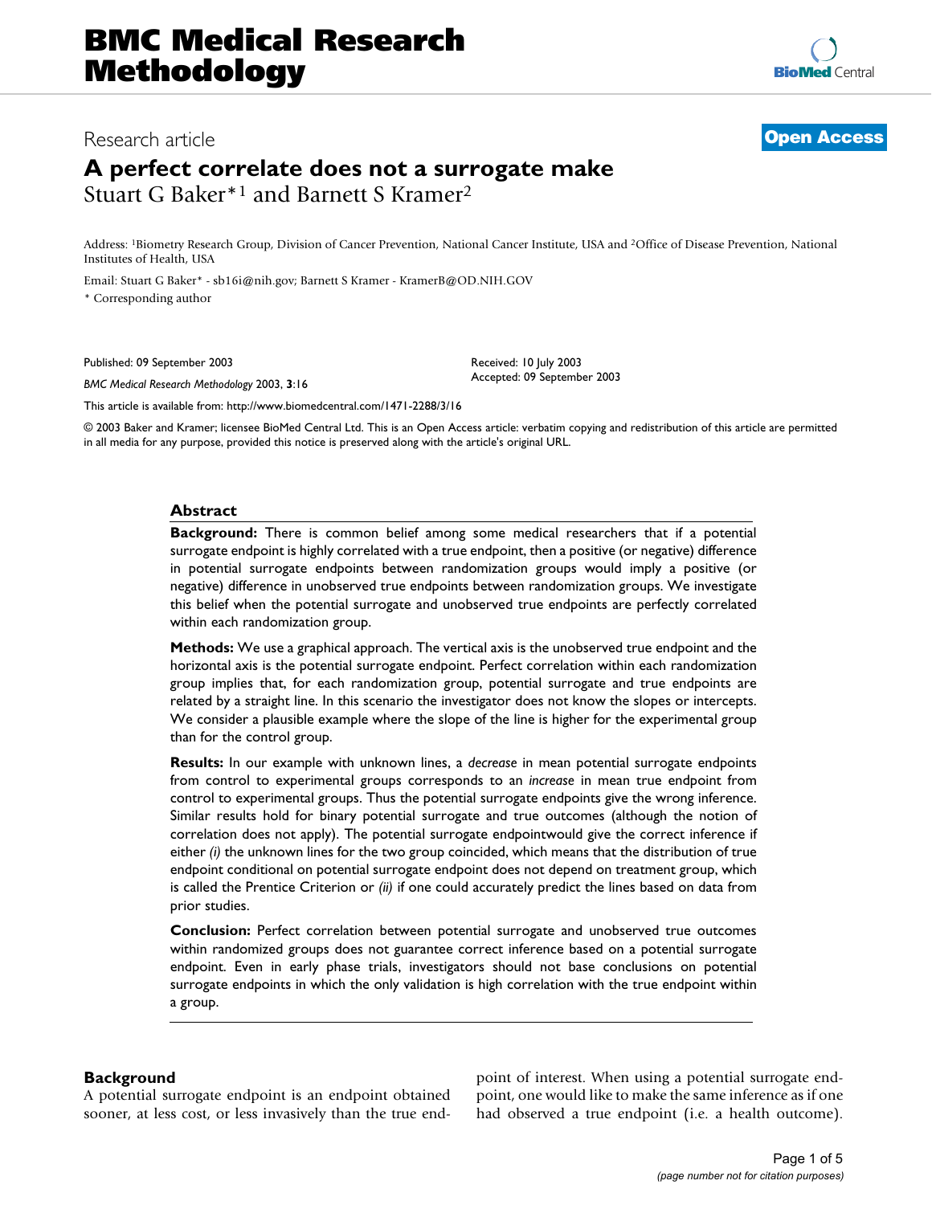# BMC Medical Research Methodology

Research article

**Open Access**

## A perfect correlate does not a surrogate make

Stuart G Baker*[1] and Barnett S Kramer[2]

Address: [1]Biometry Research Group, Division of Cancer Prevention, National Cancer Institute, USA and [2]Office of Disease Prevention, National Institutes of Health, USA

Email: Stuart G Baker* - sb16i@nih.gov; Barnett S Kramer - KramerB@OD.NIH.GOV

\* Corresponding author

Published: 09 September 2003

*BMC Medical Research Methodology* 2003, **3**:16

Received: 10 July 2003
Accepted: 09 September 2003

This article is available from: http://www.biomedcentral.com/1471-2288/3/16

© 2003 Baker and Kramer; licensee BioMed Central Ltd. This is an Open Access article: verbatim copying and redistribution of this article are permitted in all media for any purpose, provided this notice is preserved along with the article's original URL.

### Abstract

**Background:** There is common belief among some medical researchers that if a potential surrogate endpoint is highly correlated with a true endpoint, then a positive (or negative) difference in potential surrogate endpoints between randomization groups would imply a positive (or negative) difference in unobserved true endpoints between randomization groups. We investigate this belief when the potential surrogate and unobserved true endpoints are perfectly correlated within each randomization group.

**Methods:** We use a graphical approach. The vertical axis is the unobserved true endpoint and the horizontal axis is the potential surrogate endpoint. Perfect correlation within each randomization group implies that, for each randomization group, potential surrogate and true endpoints are related by a straight line. In this scenario the investigator does not know the slopes or intercepts. We consider a plausible example where the slope of the line is higher for the experimental group than for the control group.

**Results:** In our example with unknown lines, a *decrease* in mean potential surrogate endpoints from control to experimental groups corresponds to an *increase* in mean true endpoint from control to experimental groups. Thus the potential surrogate endpoints give the wrong inference. Similar results hold for binary potential surrogate and true outcomes (although the notion of correlation does not apply). The potential surrogate endpointwould give the correct inference if either *(i)* the unknown lines for the two group coincided, which means that the distribution of true endpoint conditional on potential surrogate endpoint does not depend on treatment group, which is called the Prentice Criterion or *(ii)* if one could accurately predict the lines based on data from prior studies.

**Conclusion:** Perfect correlation between potential surrogate and unobserved true outcomes within randomized groups does not guarantee correct inference based on a potential surrogate endpoint. Even in early phase trials, investigators should not base conclusions on potential surrogate endpoints in which the only validation is high correlation with the true endpoint within a group.

## Background

A potential surrogate endpoint is an endpoint obtained sooner, at less cost, or less invasively than the true endpoint of interest. When using a potential surrogate endpoint, one would like to make the same inference as if one had observed a true endpoint (i.e. a health outcome).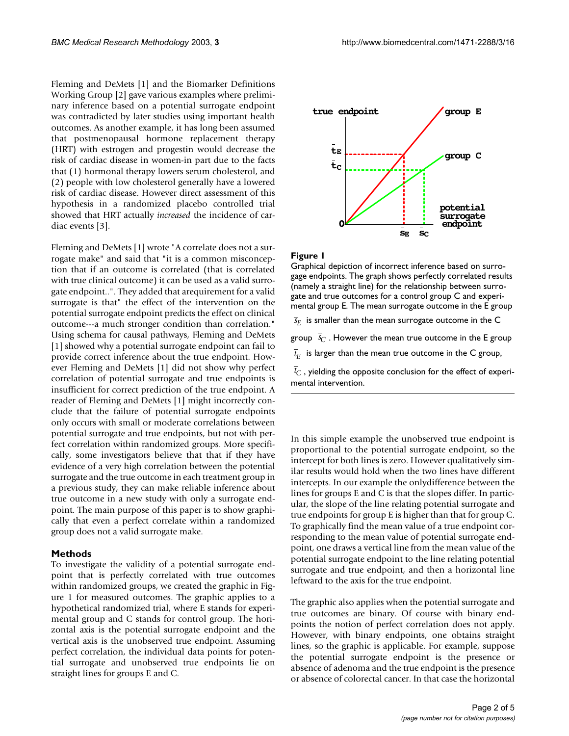Fleming and DeMets [1] and the Biomarker Definitions Working Group [2] gave various examples where preliminary inference based on a potential surrogate endpoint was contradicted by later studies using important health outcomes. As another example, it has long been assumed that postmenopausal hormone replacement therapy (HRT) with estrogen and progestin would decrease the risk of cardiac disease in women-in part due to the facts that (1) hormonal therapy lowers serum cholesterol, and (2) people with low cholesterol generally have a lowered risk of cardiac disease. However direct assessment of this hypothesis in a randomized placebo controlled trial showed that HRT actually *increased* the incidence of cardiac events [3].

Fleming and DeMets [1] wrote "A correlate does not a surrogate make" and said that "it is a common misconception that if an outcome is correlated (that is correlated with true clinical outcome) it can be used as a valid surrogate endpoint..". They added that arequirement for a valid surrogate is that" the effect of the intervention on the potential surrogate endpoint predicts the effect on clinical outcome---a much stronger condition than correlation." Using schema for causal pathways, Fleming and DeMets [1] showed why a potential surrogate endpoint can fail to provide correct inference about the true endpoint. However Fleming and DeMets [1] did not show why perfect correlation of potential surrogate and true endpoints is insufficient for correct prediction of the true endpoint. A reader of Fleming and DeMets [1] might incorrectly conclude that the failure of potential surrogate endpoints only occurs with small or moderate correlations between potential surrogate and true endpoints, but not with perfect correlation within randomized groups. More specifically, some investigators believe that that if they have evidence of a very high correlation between the potential surrogate and the true outcome in each treatment group in a previous study, they can make reliable inference about true outcome in a new study with only a surrogate endpoint. The main purpose of this paper is to show graphically that even a perfect correlate within a randomized group does not a valid surrogate make.

## Methods

To investigate the validity of a potential surrogate endpoint that is perfectly correlated with true outcomes within randomized groups, we created the graphic in Figure 1 for measured outcomes. The graphic applies to a hypothetical randomized trial, where E stands for experimental group and C stands for control group. The horizontal axis is the potential surrogate endpoint and the vertical axis is the unobserved true endpoint. Assuming perfect correlation, the individual data points for potential surrogate and unobserved true endpoints lie on straight lines for groups E and C.

true endpoint
group E
group C
$\bar{t}_E$
$\bar{t}_C$
potential surrogate endpoint
0
$\bar{s}_E$
$\bar{s}_C$

**Figure 1**
Graphical depiction of incorrect inference based on surrogage endpoints. The graph shows perfectly correlated results (namely a straight line) for the relationship between surrogate and true outcomes for a control group C and experimental group E. The mean surrogate outcome in the E group $\bar{s}_E$ is smaller than the mean surrogate outcome in the C group $\bar{s}_C$. However the mean true outcome in the E group $\bar{t}_E$ is larger than the mean true outcome in the C group, $\bar{t}_C$, yielding the opposite conclusion for the effect of experimental intervention.

In this simple example the unobserved true endpoint is proportional to the potential surrogate endpoint, so the intercept for both lines is zero. However qualitatively similar results would hold when the two lines have different intercepts. In our example the onlydifference between the lines for groups E and C is that the slopes differ. In particular, the slope of the line relating potential surrogate and true endpoints for group E is higher than that for group C. To graphically find the mean value of a true endpoint corresponding to the mean value of potential surrogate endpoint, one draws a vertical line from the mean value of the potential surrogate endpoint to the line relating potential surrogate and true endpoint, and then a horizontal line leftward to the axis for the true endpoint.

The graphic also applies when the potential surrogate and true outcomes are binary. Of course with binary endpoints the notion of perfect correlation does not apply. However, with binary endpoints, one obtains straight lines, so the graphic is applicable. For example, suppose the potential surrogate endpoint is the presence or absence of adenoma and the true endpoint is the presence or absence of colorectal cancer. In that case the horizontal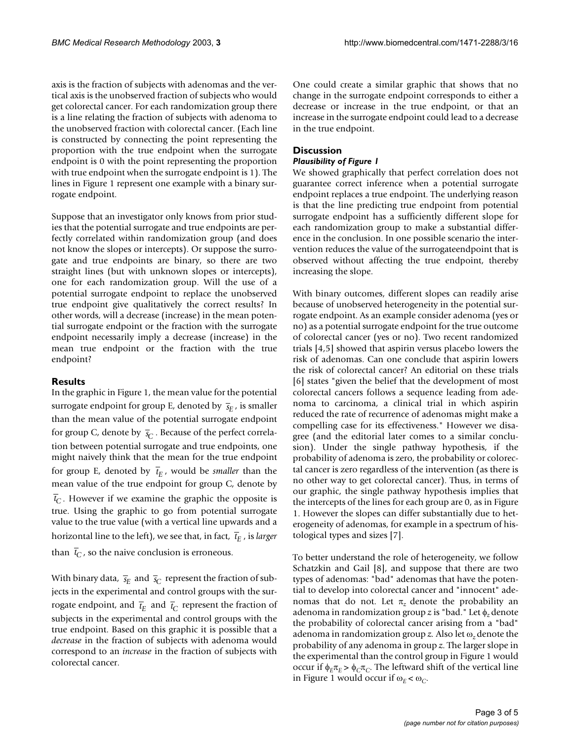axis is the fraction of subjects with adenomas and the vertical axis is the unobserved fraction of subjects who would get colorectal cancer. For each randomization group there is a line relating the fraction of subjects with adenoma to the unobserved fraction with colorectal cancer. (Each line is constructed by connecting the point representing the proportion with the true endpoint when the surrogate endpoint is 0 with the point representing the proportion with true endpoint when the surrogate endpoint is 1). The lines in Figure 1 represent one example with a binary surrogate endpoint.

Suppose that an investigator only knows from prior studies that the potential surrogate and true endpoints are perfectly correlated within randomization group (and does not know the slopes or intercepts). Or suppose the surrogate and true endpoints are binary, so there are two straight lines (but with unknown slopes or intercepts), one for each randomization group. Will the use of a potential surrogate endpoint to replace the unobserved true endpoint give qualitatively the correct results? In other words, will a decrease (increase) in the mean potential surrogate endpoint or the fraction with the surrogate endpoint necessarily imply a decrease (increase) in the mean true endpoint or the fraction with the true endpoint?

## Results

In the graphic in Figure 1, the mean value for the potential surrogate endpoint for group E, denoted by $\bar{s}_E$, is smaller than the mean value of the potential surrogate endpoint for group C, denote by $\bar{s}_C$. Because of the perfect correlation between potential surrogate and true endpoints, one might naively think that the mean for the true endpoint for group E, denoted by $\bar{t}_E$, would be *smaller* than the mean value of the true endpoint for group C, denote by $\bar{t}_C$. However if we examine the graphic the opposite is true. Using the graphic to go from potential surrogate value to the true value (with a vertical line upwards and a horizontal line to the left), we see that, in fact, $\bar{t}_E$, is *larger* than $\bar{t}_C$, so the naive conclusion is erroneous.

With binary data, $\bar{s}_E$ and $\bar{s}_C$ represent the fraction of subjects in the experimental and control groups with the surrogate endpoint, and $\bar{t}_E$ and $\bar{t}_C$ represent the fraction of subjects in the experimental and control groups with the true endpoint. Based on this graphic it is possible that a *decrease* in the fraction of subjects with adenoma would correspond to an *increase* in the fraction of subjects with colorectal cancer.

One could create a similar graphic that shows that no change in the surrogate endpoint corresponds to either a decrease or increase in the true endpoint, or that an increase in the surrogate endpoint could lead to a decrease in the true endpoint.

## Discussion

### *Plausibility of Figure 1*

We showed graphically that perfect correlation does not guarantee correct inference when a potential surrogate endpoint replaces a true endpoint. The underlying reason is that the line predicting true endpoint from potential surrogate endpoint has a sufficiently different slope for each randomization group to make a substantial difference in the conclusion. In one possible scenario the intervention reduces the value of the surrogateendpoint that is observed without affecting the true endpoint, thereby increasing the slope.

With binary outcomes, different slopes can readily arise because of unobserved heterogeneity in the potential surrogate endpoint. As an example consider adenoma (yes or no) as a potential surrogate endpoint for the true outcome of colorectal cancer (yes or no). Two recent randomized trials [4,5] showed that aspirin versus placebo lowers the risk of adenomas. Can one conclude that aspirin lowers the risk of colorectal cancer? An editorial on these trials [6] states "given the belief that the development of most colorectal cancers follows a sequence leading from adenoma to carcinoma, a clinical trial in which aspirin reduced the rate of recurrence of adenomas might make a compelling case for its effectiveness." However we disagree (and the editorial later comes to a similar conclusion). Under the single pathway hypothesis, if the probability of adenoma is zero, the probability or colorectal cancer is zero regardless of the intervention (as there is no other way to get colorectal cancer). Thus, in terms of our graphic, the single pathway hypothesis implies that the intercepts of the lines for each group are 0, as in Figure 1. However the slopes can differ substantially due to heterogeneity of adenomas, for example in a spectrum of histological types and sizes [7].

To better understand the role of heterogeneity, we follow Schatzkin and Gail [8], and suppose that there are two types of adenomas: "bad" adenomas that have the potential to develop into colorectal cancer and "innocent" adenomas that do not. Let $\pi_z$ denote the probability an adenoma in randomization group *z* is "bad." Let $\phi_z$ denote the probability of colorectal cancer arising from a "bad" adenoma in randomization group *z*. Also let $\omega_z$ denote the probability of any adenoma in group *z*. The larger slope in the experimental than the control group in Figure 1 would occur if $\phi_E\pi_E > \phi_C\pi_C$. The leftward shift of the vertical line in Figure 1 would occur if $\omega_E < \omega_C$.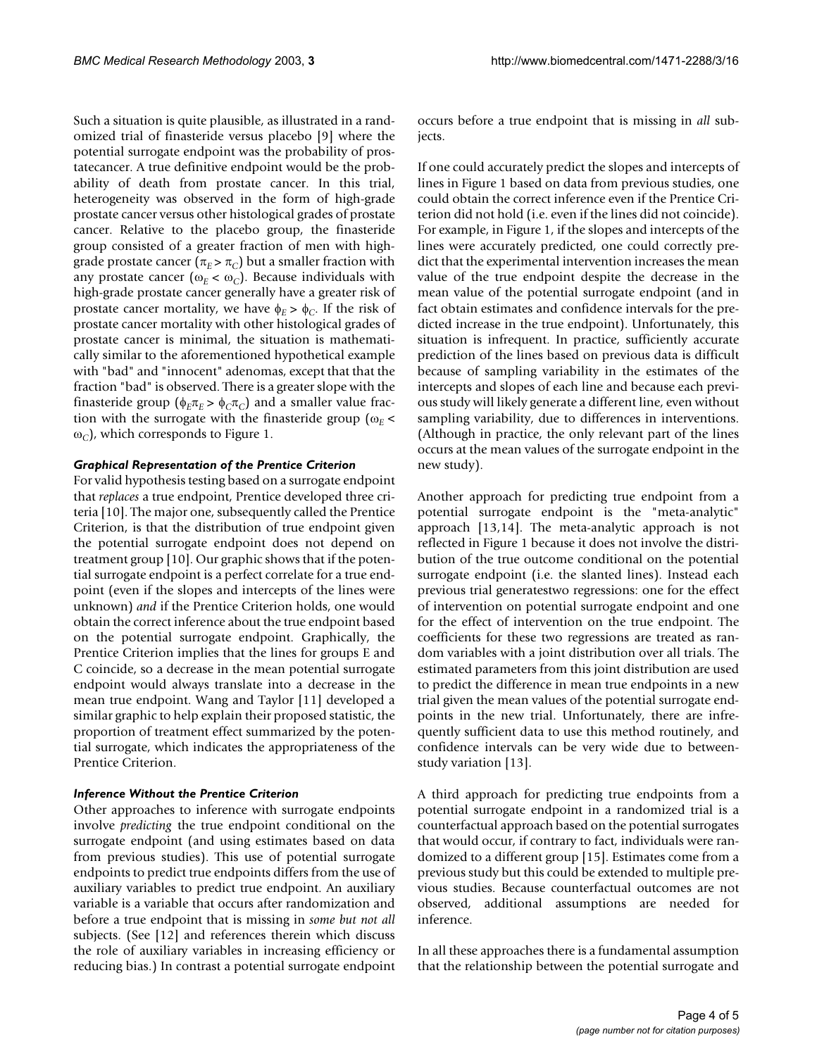Such a situation is quite plausible, as illustrated in a randomized trial of finasteride versus placebo [9] where the potential surrogate endpoint was the probability of prostatecancer. A true definitive endpoint would be the probability of death from prostate cancer. In this trial, heterogeneity was observed in the form of high-grade prostate cancer versus other histological grades of prostate cancer. Relative to the placebo group, the finasteride group consisted of a greater fraction of men with high-grade prostate cancer ($\pi_E > \pi_C$) but a smaller fraction with any prostate cancer ($\omega_E < \omega_C$). Because individuals with high-grade prostate cancer generally have a greater risk of prostate cancer mortality, we have $\phi_E > \phi_C$. If the risk of prostate cancer mortality with other histological grades of prostate cancer is minimal, the situation is mathematically similar to the aforementioned hypothetical example with "bad" and "innocent" adenomas, except that that the fraction "bad" is observed. There is a greater slope with the finasteride group ($\phi_E\pi_E > \phi_C\pi_C$) and a smaller value fraction with the surrogate with the finasteride group ($\omega_E < \omega_C$), which corresponds to Figure 1.

### *Graphical Representation of the Prentice Criterion*

For valid hypothesis testing based on a surrogate endpoint that *replaces* a true endpoint, Prentice developed three criteria [10]. The major one, subsequently called the Prentice Criterion, is that the distribution of true endpoint given the potential surrogate endpoint does not depend on treatment group [10]. Our graphic shows that if the potential surrogate endpoint is a perfect correlate for a true endpoint (even if the slopes and intercepts of the lines were unknown) *and* if the Prentice Criterion holds, one would obtain the correct inference about the true endpoint based on the potential surrogate endpoint. Graphically, the Prentice Criterion implies that the lines for groups E and C coincide, so a decrease in the mean potential surrogate endpoint would always translate into a decrease in the mean true endpoint. Wang and Taylor [11] developed a similar graphic to help explain their proposed statistic, the proportion of treatment effect summarized by the potential surrogate, which indicates the appropriateness of the Prentice Criterion.

### *Inference Without the Prentice Criterion*

Other approaches to inference with surrogate endpoints involve *predicting* the true endpoint conditional on the surrogate endpoint (and using estimates based on data from previous studies). This use of potential surrogate endpoints to predict true endpoints differs from the use of auxiliary variables to predict true endpoint. An auxiliary variable is a variable that occurs after randomization and before a true endpoint that is missing in *some but not all* subjects. (See [12] and references therein which discuss the role of auxiliary variables in increasing efficiency or reducing bias.) In contrast a potential surrogate endpoint occurs before a true endpoint that is missing in *all* subjects.

If one could accurately predict the slopes and intercepts of lines in Figure 1 based on data from previous studies, one could obtain the correct inference even if the Prentice Criterion did not hold (i.e. even if the lines did not coincide). For example, in Figure 1, if the slopes and intercepts of the lines were accurately predicted, one could correctly predict that the experimental intervention increases the mean value of the true endpoint despite the decrease in the mean value of the potential surrogate endpoint (and in fact obtain estimates and confidence intervals for the predicted increase in the true endpoint). Unfortunately, this situation is infrequent. In practice, sufficiently accurate prediction of the lines based on previous data is difficult because of sampling variability in the estimates of the intercepts and slopes of each line and because each previous study will likely generate a different line, even without sampling variability, due to differences in interventions. (Although in practice, the only relevant part of the lines occurs at the mean values of the surrogate endpoint in the new study).

Another approach for predicting true endpoint from a potential surrogate endpoint is the "meta-analytic" approach [13,14]. The meta-analytic approach is not reflected in Figure 1 because it does not involve the distribution of the true outcome conditional on the potential surrogate endpoint (i.e. the slanted lines). Instead each previous trial generatestwo regressions: one for the effect of intervention on potential surrogate endpoint and one for the effect of intervention on the true endpoint. The coefficients for these two regressions are treated as random variables with a joint distribution over all trials. The estimated parameters from this joint distribution are used to predict the difference in mean true endpoints in a new trial given the mean values of the potential surrogate endpoints in the new trial. Unfortunately, there are infrequently sufficient data to use this method routinely, and confidence intervals can be very wide due to between-study variation [13].

A third approach for predicting true endpoints from a potential surrogate endpoint in a randomized trial is a counterfactual approach based on the potential surrogates that would occur, if contrary to fact, individuals were randomized to a different group [15]. Estimates come from a previous study but this could be extended to multiple previous studies. Because counterfactual outcomes are not observed, additional assumptions are needed for inference.

In all these approaches there is a fundamental assumption that the relationship between the potential surrogate and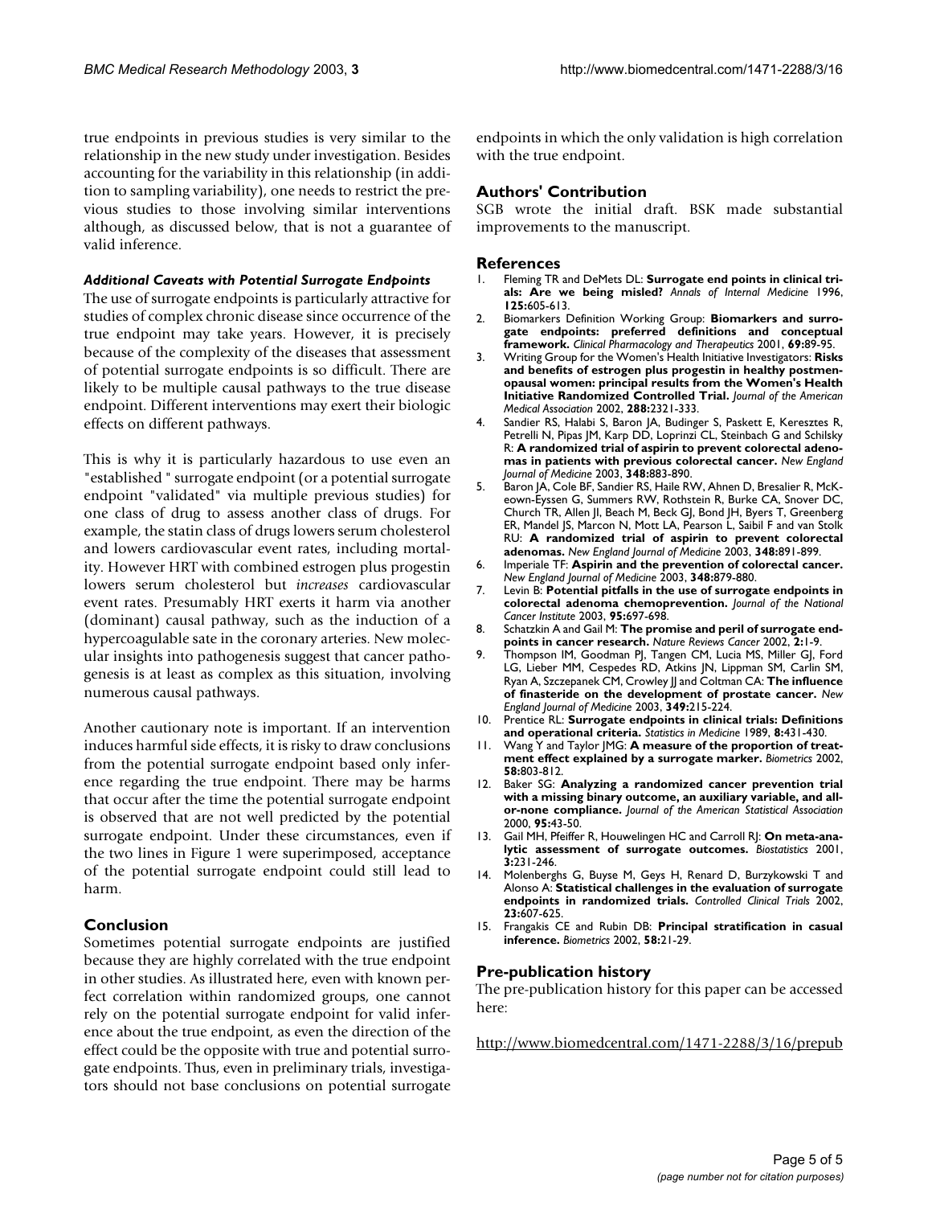true endpoints in previous studies is very similar to the relationship in the new study under investigation. Besides accounting for the variability in this relationship (in addition to sampling variability), one needs to restrict the previous studies to those involving similar interventions although, as discussed below, that is not a guarantee of valid inference.

#### *Additional Caveats with Potential Surrogate Endpoints*

The use of surrogate endpoints is particularly attractive for studies of complex chronic disease since occurrence of the true endpoint may take years. However, it is precisely because of the complexity of the diseases that assessment of potential surrogate endpoints is so difficult. There are likely to be multiple causal pathways to the true disease endpoint. Different interventions may exert their biologic effects on different pathways.

This is why it is particularly hazardous to use even an "established " surrogate endpoint (or a potential surrogate endpoint "validated" via multiple previous studies) for one class of drug to assess another class of drugs. For example, the statin class of drugs lowers serum cholesterol and lowers cardiovascular event rates, including mortality. However HRT with combined estrogen plus progestin lowers serum cholesterol but *increases* cardiovascular event rates. Presumably HRT exerts it harm via another (dominant) causal pathway, such as the induction of a hypercoagulable sate in the coronary arteries. New molecular insights into pathogenesis suggest that cancer pathogenesis is at least as complex as this situation, involving numerous causal pathways.

Another cautionary note is important. If an intervention induces harmful side effects, it is risky to draw conclusions from the potential surrogate endpoint based only inference regarding the true endpoint. There may be harms that occur after the time the potential surrogate endpoint is observed that are not well predicted by the potential surrogate endpoint. Under these circumstances, even if the two lines in Figure 1 were superimposed, acceptance of the potential surrogate endpoint could still lead to harm.

## Conclusion

Sometimes potential surrogate endpoints are justified because they are highly correlated with the true endpoint in other studies. As illustrated here, even with known perfect correlation within randomized groups, one cannot rely on the potential surrogate endpoint for valid inference about the true endpoint, as even the direction of the effect could be the opposite with true and potential surrogate endpoints. Thus, even in preliminary trials, investigators should not base conclusions on potential surrogate endpoints in which the only validation is high correlation with the true endpoint.

## Authors' Contribution

SGB wrote the initial draft. BSK made substantial improvements to the manuscript.

## References

1. Fleming TR and DeMets DL: **Surrogate end points in clinical trials: Are we being misled?** *Annals of Internal Medicine* 1996, **125:**605-613.
2. Biomarkers Definition Working Group: **Biomarkers and surrogate endpoints: preferred definitions and conceptual framework.** *Clinical Pharmacology and Therapeutics* 2001, **69:**89-95.
3. Writing Group for the Women's Health Initiative Investigators: **Risks and benefits of estrogen plus progestin in healthy postmenopausal women: principal results from the Women's Health Initiative Randomized Controlled Trial.** *Journal of the American Medical Association* 2002, **288:**2321-333.
4. Sandier RS, Halabi S, Baron JA, Budinger S, Paskett E, Keresztes R, Petrelli N, Pipas JM, Karp DD, Loprinzi CL, Steinbach G and Schilsky R: **A randomized trial of aspirin to prevent colorectal adenomas in patients with previous colorectal cancer.** *New England Journal of Medicine* 2003, **348:**883-890.
5. Baron JA, Cole BF, Sandier RS, Haile RW, Ahnen D, Bresalier R, McKeown-Eyssen G, Summers RW, Rothstein R, Burke CA, Snover DC, Church TR, Allen JI, Beach M, Beck GJ, Bond JH, Byers T, Greenberg ER, Mandel JS, Marcon N, Mott LA, Pearson L, Saibil F and van Stolk RU: **A randomized trial of aspirin to prevent colorectal adenomas.** *New England Journal of Medicine* 2003, **348:**891-899.
6. Imperiale TF: **Aspirin and the prevention of colorectal cancer.** *New England Journal of Medicine* 2003, **348:**879-880.
7. Levin B: **Potential pitfalls in the use of surrogate endpoints in colorectal adenoma chemoprevention.** *Journal of the National Cancer Institute* 2003, **95:**697-698.
8. Schatzkin A and Gail M: **The promise and peril of surrogate endpoints in cancer research.** *Nature Reviews Cancer* 2002, **2:**1-9.
9. Thompson IM, Goodman PJ, Tangen CM, Lucia MS, Miller GJ, Ford LG, Lieber MM, Cespedes RD, Atkins JN, Lippman SM, Carlin SM, Ryan A, Szczepanek CM, Crowley JJ and Coltman CA: **The influence of finasteride on the development of prostate cancer.** *New England Journal of Medicine* 2003, **349:**215-224.
10. Prentice RL: **Surrogate endpoints in clinical trials: Definitions and operational criteria.** *Statistics in Medicine* 1989, **8:**431-430.
11. Wang Y and Taylor JMG: **A measure of the proportion of treatment effect explained by a surrogate marker.** *Biometrics* 2002, **58:**803-812.
12. Baker SG: **Analyzing a randomized cancer prevention trial with a missing binary outcome, an auxiliary variable, and all-or-none compliance.** *Journal of the American Statistical Association* 2000, **95:**43-50.
13. Gail MH, Pfeiffer R, Houwelingen HC and Carroll RJ: **On meta-analytic assessment of surrogate outcomes.** *Biostatistics* 2001, **3:**231-246.
14. Molenberghs G, Buyse M, Geys H, Renard D, Burzykowski T and Alonso A: **Statistical challenges in the evaluation of surrogate endpoints in randomized trials.** *Controlled Clinical Trials* 2002, **23:**607-625.
15. Frangakis CE and Rubin DB: **Principal stratification in casual inference.** *Biometrics* 2002, **58:**21-29.

## Pre-publication history

The pre-publication history for this paper can be accessed here:

http://www.biomedcentral.com/1471-2288/3/16/prepub